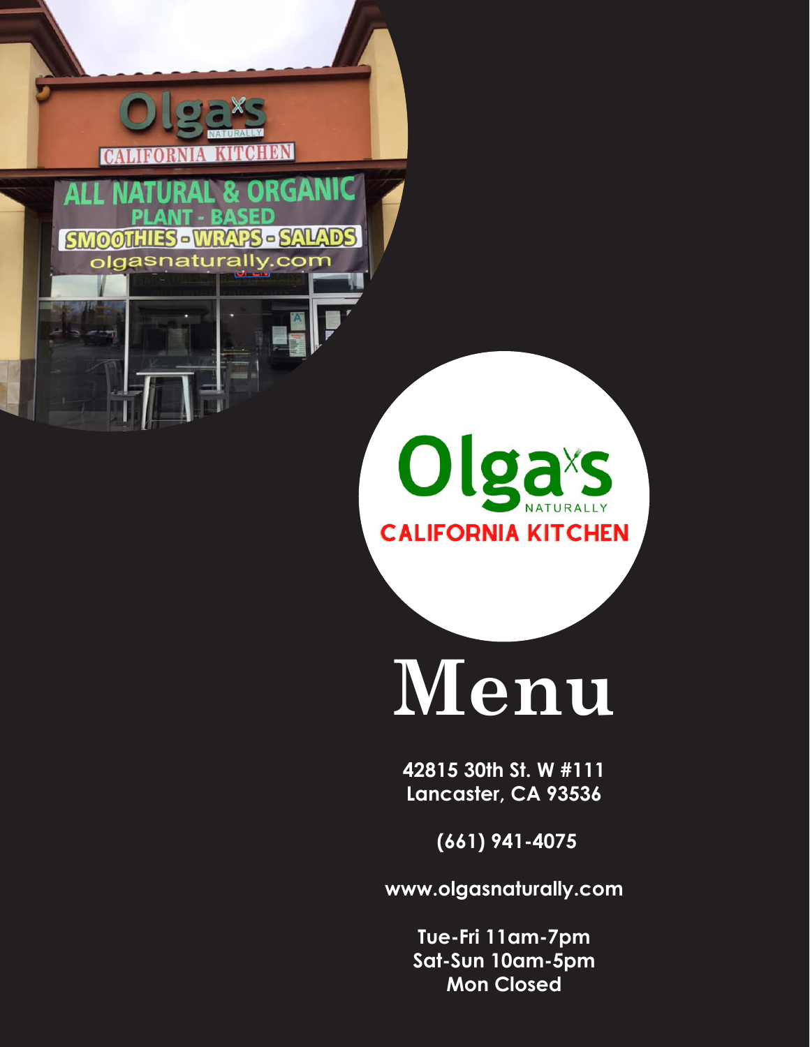# Olga's Naturally California Kitchen

# Menu

**42815 30th St. W #111**
**Lancaster, CA 93536**

**(661) 941-4075**

**www.olgasnaturally.com**

**Tue-Fri 11am-7pm**
**Sat-Sun 10am-5pm**
**Mon Closed**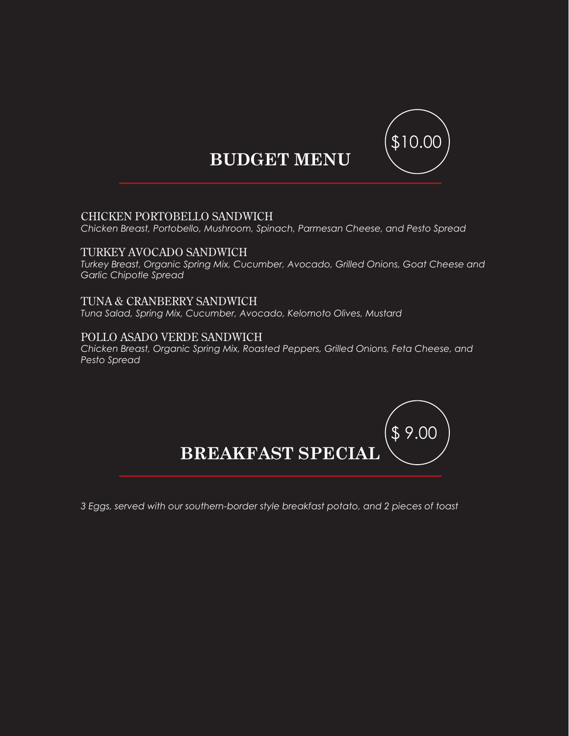## BUDGET MENU

$10.00

CHICKEN PORTOBELLO SANDWICH
*Chicken Breast, Portobello, Mushroom, Spinach, Parmesan Cheese, and Pesto Spread*

TURKEY AVOCADO SANDWICH
*Turkey Breast, Organic Spring Mix, Cucumber, Avocado, Grilled Onions, Goat Cheese and Garlic Chipotle Spread*

TUNA & CRANBERRY SANDWICH
*Tuna Salad, Spring Mix, Cucumber, Avocado, Kelomoto Olives, Mustard*

POLLO ASADO VERDE SANDWICH
*Chicken Breast, Organic Spring Mix, Roasted Peppers, Grilled Onions, Feta Cheese, and Pesto Spread*

## BREAKFAST SPECIAL

$ 9.00

*3 Eggs, served with our southern-border style breakfast potato, and 2 pieces of toast*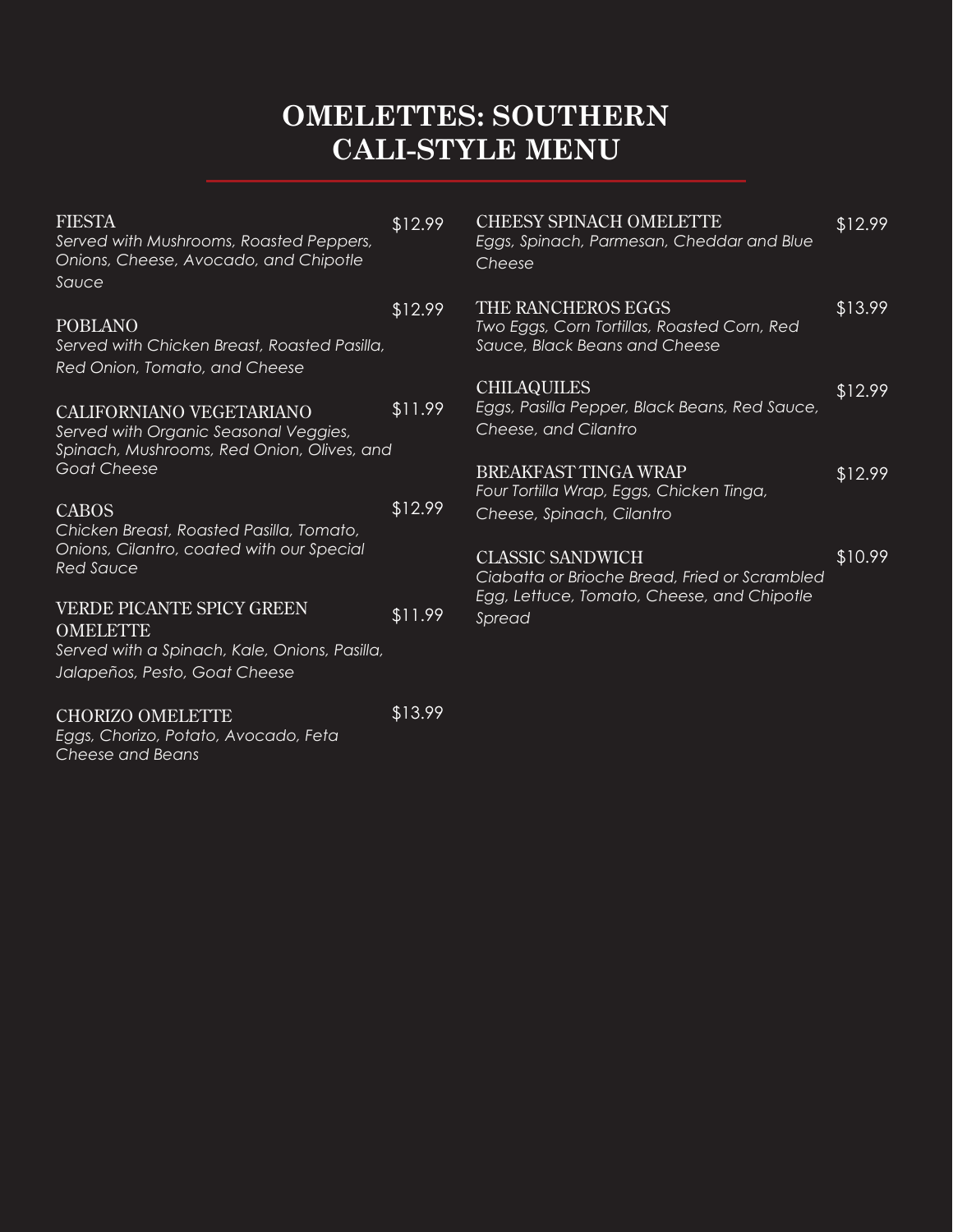# OMELETTES: SOUTHERN CALI-STYLE MENU

**FIESTA** — $12.99
*Served with Mushrooms, Roasted Peppers, Onions, Cheese, Avocado, and Chipotle Sauce*

**POBLANO** — $12.99
*Served with Chicken Breast, Roasted Pasilla, Red Onion, Tomato, and Cheese*

**CALIFORNIANO VEGETARIANO** — $11.99
*Served with Organic Seasonal Veggies, Spinach, Mushrooms, Red Onion, Olives, and Goat Cheese*

**CABOS** — $12.99
*Chicken Breast, Roasted Pasilla, Tomato, Onions, Cilantro, coated with our Special Red Sauce*

**VERDE PICANTE SPICY GREEN OMELETTE** — $11.99
*Served with a Spinach, Kale, Onions, Pasilla, Jalapeños, Pesto, Goat Cheese*

**CHORIZO OMELETTE** — $13.99
*Eggs, Chorizo, Potato, Avocado, Feta Cheese and Beans*

**CHEESY SPINACH OMELETTE** — $12.99
*Eggs, Spinach, Parmesan, Cheddar and Blue Cheese*

**THE RANCHEROS EGGS** — $13.99
*Two Eggs, Corn Tortillas, Roasted Corn, Red Sauce, Black Beans and Cheese*

**CHILAQUILES** — $12.99
*Eggs, Pasilla Pepper, Black Beans, Red Sauce, Cheese, and Cilantro*

**BREAKFAST TINGA WRAP** — $12.99
*Four Tortilla Wrap, Eggs, Chicken Tinga, Cheese, Spinach, Cilantro*

**CLASSIC SANDWICH** — $10.99
*Ciabatta or Brioche Bread, Fried or Scrambled Egg, Lettuce, Tomato, Cheese, and Chipotle Spread*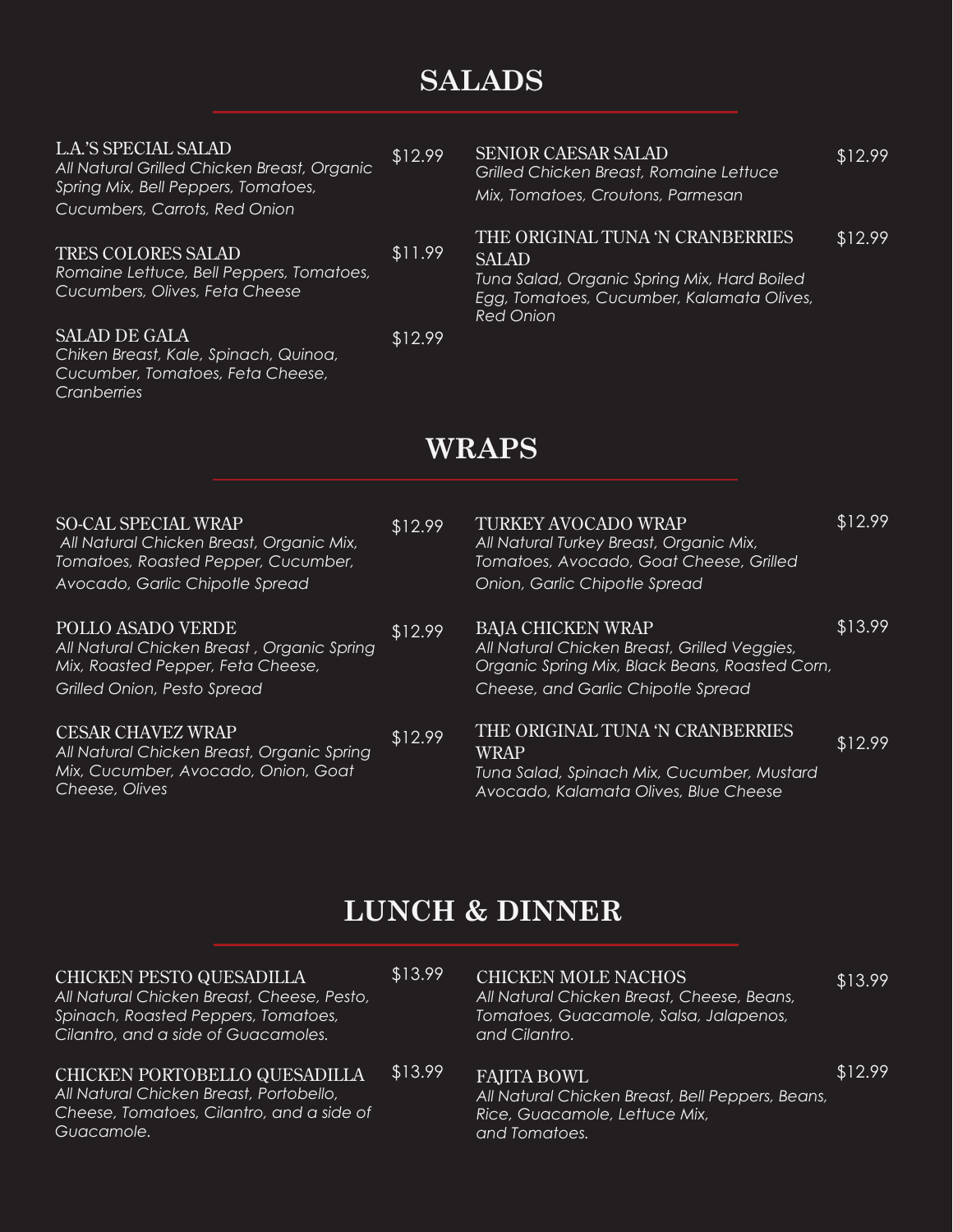# SALADS

**L.A.'S SPECIAL SALAD** $12.99
*All Natural Grilled Chicken Breast, Organic Spring Mix, Bell Peppers, Tomatoes, Cucumbers, Carrots, Red Onion*

**TRES COLORES SALAD** $11.99
*Romaine Lettuce, Bell Peppers, Tomatoes, Cucumbers, Olives, Feta Cheese*

**SALAD DE GALA** $12.99
*Chiken Breast, Kale, Spinach, Quinoa, Cucumber, Tomatoes, Feta Cheese, Cranberries*

**SENIOR CAESAR SALAD** $12.99
*Grilled Chicken Breast, Romaine Lettuce Mix, Tomatoes, Croutons, Parmesan*

**THE ORIGINAL TUNA 'N CRANBERRIES SALAD** $12.99
*Tuna Salad, Organic Spring Mix, Hard Boiled Egg, Tomatoes, Cucumber, Kalamata Olives, Red Onion*

# WRAPS

**SO-CAL SPECIAL WRAP** $12.99
*All Natural Chicken Breast, Organic Mix, Tomatoes, Roasted Pepper, Cucumber, Avocado, Garlic Chipotle Spread*

**POLLO ASADO VERDE** $12.99
*All Natural Chicken Breast , Organic Spring Mix, Roasted Pepper, Feta Cheese, Grilled Onion, Pesto Spread*

**CESAR CHAVEZ WRAP** $12.99
*All Natural Chicken Breast, Organic Spring Mix, Cucumber, Avocado, Onion, Goat Cheese, Olives*

**TURKEY AVOCADO WRAP** $12.99
*All Natural Turkey Breast, Organic Mix, Tomatoes, Avocado, Goat Cheese, Grilled Onion, Garlic Chipotle Spread*

**BAJA CHICKEN WRAP** $13.99
*All Natural Chicken Breast, Grilled Veggies, Organic Spring Mix, Black Beans, Roasted Corn, Cheese, and Garlic Chipotle Spread*

**THE ORIGINAL TUNA 'N CRANBERRIES WRAP** $12.99
*Tuna Salad, Spinach Mix, Cucumber, Mustard Avocado, Kalamata Olives, Blue Cheese*

# LUNCH & DINNER

**CHICKEN PESTO QUESADILLA** $13.99
*All Natural Chicken Breast, Cheese, Pesto, Spinach, Roasted Peppers, Tomatoes, Cilantro, and a side of Guacamoles.*

**CHICKEN PORTOBELLO QUESADILLA** $13.99
*All Natural Chicken Breast, Portobello, Cheese, Tomatoes, Cilantro, and a side of Guacamole.*

**CHICKEN MOLE NACHOS** $13.99
*All Natural Chicken Breast, Cheese, Beans, Tomatoes, Guacamole, Salsa, Jalapenos, and Cilantro.*

**FAJITA BOWL** $12.99
*All Natural Chicken Breast, Bell Peppers, Beans, Rice, Guacamole, Lettuce Mix, and Tomatoes.*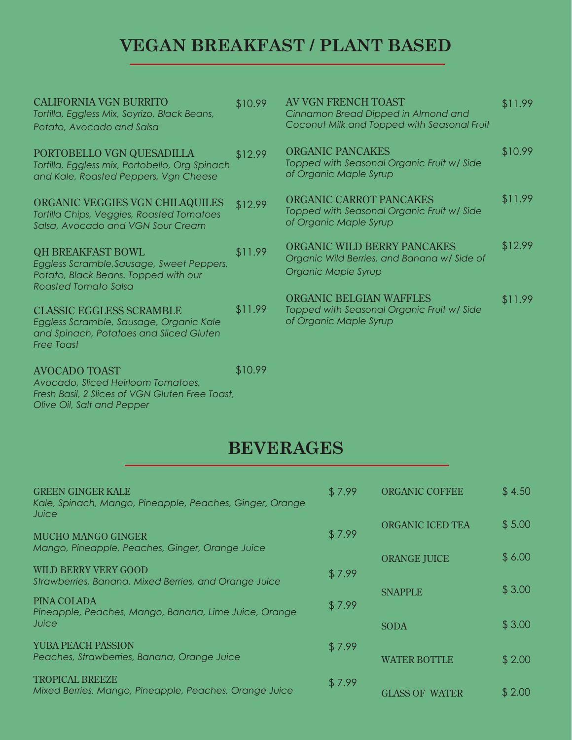# VEGAN BREAKFAST / PLANT BASED

**CALIFORNIA VGN BURRITO** — $10.99
*Tortilla, Eggless Mix, Soyrizo, Black Beans, Potato, Avocado and Salsa*

**PORTOBELLO VGN QUESADILLA** — $12.99
*Tortilla, Eggless mix, Portobello, Org Spinach and Kale, Roasted Peppers, Vgn Cheese*

**ORGANIC VEGGIES VGN CHILAQUILES** — $12.99
*Tortilla Chips, Veggies, Roasted Tomatoes Salsa, Avocado and VGN Sour Cream*

**QH BREAKFAST BOWL** — $11.99
*Eggless Scramble,Sausage, Sweet Peppers, Potato, Black Beans. Topped with our Roasted Tomato Salsa*

**CLASSIC EGGLESS SCRAMBLE** — $11.99
*Eggless Scramble, Sausage, Organic Kale and Spinach, Potatoes and Sliced Gluten Free Toast*

**AVOCADO TOAST** — $10.99
*Avocado, Sliced Heirloom Tomatoes, Fresh Basil, 2 Slices of VGN Gluten Free Toast, Olive Oil, Salt and Pepper*

**AV VGN FRENCH TOAST** — $11.99
*Cinnamon Bread Dipped in Almond and Coconut Milk and Topped with Seasonal Fruit*

**ORGANIC PANCAKES** — $10.99
*Topped with Seasonal Organic Fruit w/ Side of Organic Maple Syrup*

**ORGANIC CARROT PANCAKES** — $11.99
*Topped with Seasonal Organic Fruit w/ Side of Organic Maple Syrup*

**ORGANIC WILD BERRY PANCAKES** — $12.99
*Organic Wild Berries, and Banana w/ Side of Organic Maple Syrup*

**ORGANIC BELGIAN WAFFLES** — $11.99
*Topped with Seasonal Organic Fruit w/ Side of Organic Maple Syrup*

# BEVERAGES

**GREEN GINGER KALE** — $ 7.99
*Kale, Spinach, Mango, Pineapple, Peaches, Ginger, Orange Juice*

**MUCHO MANGO GINGER** — $ 7.99
*Mango, Pineapple, Peaches, Ginger, Orange Juice*

**WILD BERRY VERY GOOD** — $ 7.99
*Strawberries, Banana, Mixed Berries, and Orange Juice*

**PINA COLADA** — $ 7.99
*Pineapple, Peaches, Mango, Banana, Lime Juice, Orange Juice*

**YUBA PEACH PASSION** — $ 7.99
*Peaches, Strawberries, Banana, Orange Juice*

**TROPICAL BREEZE** — $ 7.99
*Mixed Berries, Mango, Pineapple, Peaches, Orange Juice*

| Item | Price |
|---|---|
| ORGANIC COFFEE | $ 4.50 |
| ORGANIC ICED TEA | $ 5.00 |
| ORANGE JUICE | $ 6.00 |
| SNAPPLE | $ 3.00 |
| SODA | $ 3.00 |
| WATER BOTTLE | $ 2.00 |
| GLASS OF WATER | $ 2.00 |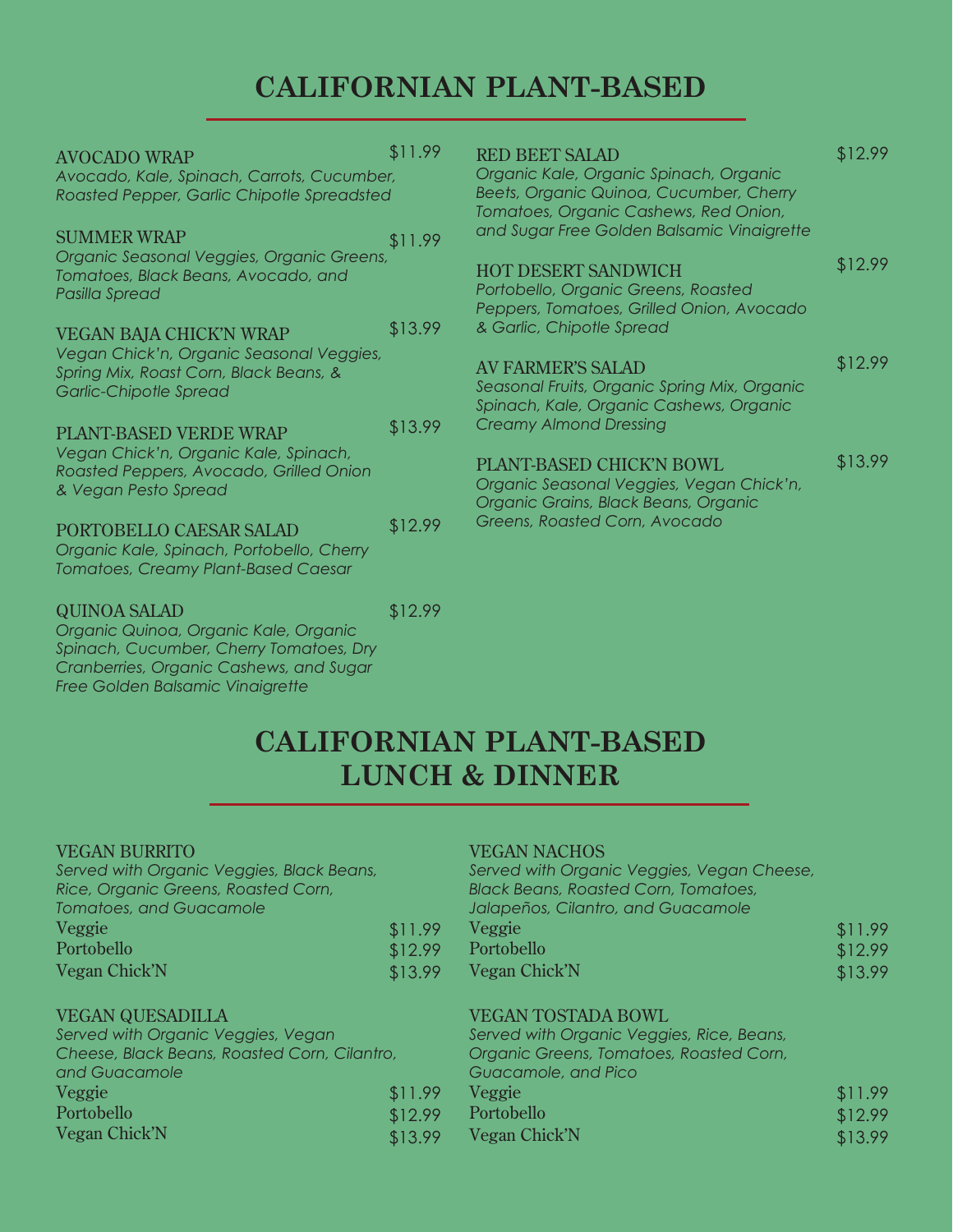# CALIFORNIAN PLANT-BASED

AVOCADO WRAP $11.99
*Avocado, Kale, Spinach, Carrots, Cucumber, Roasted Pepper, Garlic Chipotle Spreadsted*

SUMMER WRAP $11.99
*Organic Seasonal Veggies, Organic Greens, Tomatoes, Black Beans, Avocado, and Pasilla Spread*

VEGAN BAJA CHICK'N WRAP $13.99
*Vegan Chick'n, Organic Seasonal Veggies, Spring Mix, Roast Corn, Black Beans, & Garlic-Chipotle Spread*

PLANT-BASED VERDE WRAP $13.99
*Vegan Chick'n, Organic Kale, Spinach, Roasted Peppers, Avocado, Grilled Onion & Vegan Pesto Spread*

PORTOBELLO CAESAR SALAD $12.99
*Organic Kale, Spinach, Portobello, Cherry Tomatoes, Creamy Plant-Based Caesar*

QUINOA SALAD $12.99
*Organic Quinoa, Organic Kale, Organic Spinach, Cucumber, Cherry Tomatoes, Dry Cranberries, Organic Cashews, and Sugar Free Golden Balsamic Vinaigrette*

RED BEET SALAD $12.99
*Organic Kale, Organic Spinach, Organic Beets, Organic Quinoa, Cucumber, Cherry Tomatoes, Organic Cashews, Red Onion, and Sugar Free Golden Balsamic Vinaigrette*

HOT DESERT SANDWICH $12.99
*Portobello, Organic Greens, Roasted Peppers, Tomatoes, Grilled Onion, Avocado & Garlic, Chipotle Spread*

AV FARMER'S SALAD $12.99
*Seasonal Fruits, Organic Spring Mix, Organic Spinach, Kale, Organic Cashews, Organic Creamy Almond Dressing*

PLANT-BASED CHICK'N BOWL $13.99
*Organic Seasonal Veggies, Vegan Chick'n, Organic Grains, Black Beans, Organic Greens, Roasted Corn, Avocado*

# CALIFORNIAN PLANT-BASED LUNCH & DINNER

VEGAN BURRITO
*Served with Organic Veggies, Black Beans, Rice, Organic Greens, Roasted Corn, Tomatoes, and Guacamole*

| | |
|---|---|
| Veggie | $11.99 |
| Portobello | $12.99 |
| Vegan Chick'N | $13.99 |

VEGAN QUESADILLA
*Served with Organic Veggies, Vegan Cheese, Black Beans, Roasted Corn, Cilantro, and Guacamole*

| | |
|---|---|
| Veggie | $11.99 |
| Portobello | $12.99 |
| Vegan Chick'N | $13.99 |

VEGAN NACHOS
*Served with Organic Veggies, Vegan Cheese, Black Beans, Roasted Corn, Tomatoes, Jalapeños, Cilantro, and Guacamole*

| | |
|---|---|
| Veggie | $11.99 |
| Portobello | $12.99 |
| Vegan Chick'N | $13.99 |

VEGAN TOSTADA BOWL
*Served with Organic Veggies, Rice, Beans, Organic Greens, Tomatoes, Roasted Corn, Guacamole, and Pico*

| | |
|---|---|
| Veggie | $11.99 |
| Portobello | $12.99 |
| Vegan Chick'N | $13.99 |